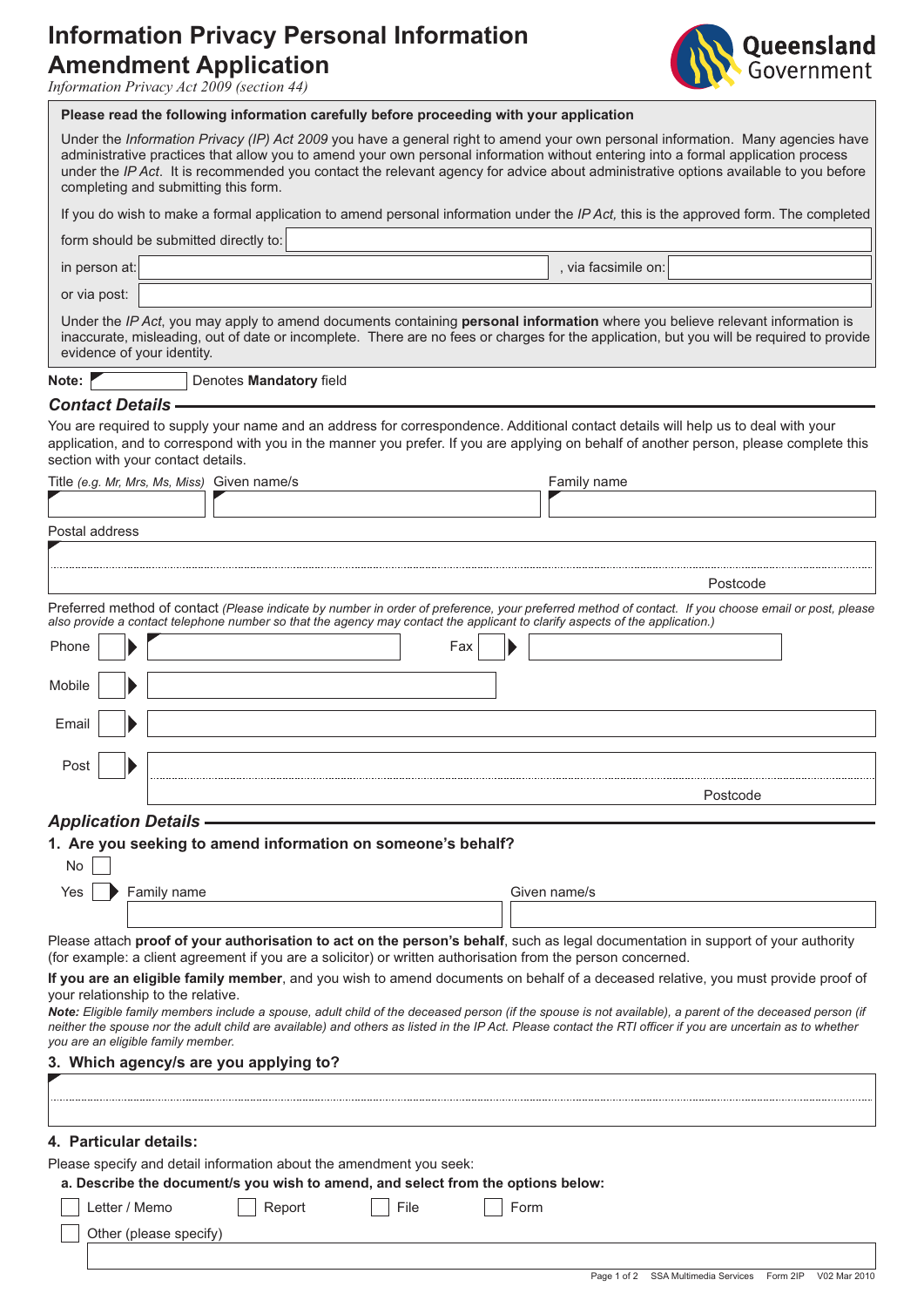# Information Privacy Personal Information Amendment Application

*Information Privacy Act 2009 (section 44)*

Queensland Government

**Please read the following information carefully before proceeding with your application**

Under the *Information Privacy (IP) Act 2009* you have a general right to amend your own personal information. Many agencies have administrative practices that allow you to amend your own personal information without entering into a formal application process under the *IP Act*. It is recommended you contact the relevant agency for advice about administrative options available to you before completing and submitting this form.

If you do wish to make a formal application to amend personal information under the *IP Act,* this is the approved form. The completed form should be submitted directly to:

in person at: , via facsimile on:

or via post:

Under the *IP Act*, you may apply to amend documents containing **personal information** where you believe relevant information is inaccurate, misleading, out of date or incomplete. There are no fees or charges for the application, but you will be required to provide evidence of your identity.

**Note:** Denotes **Mandatory** field

## *Contact Details*

You are required to supply your name and an address for correspondence. Additional contact details will help us to deal with your application, and to correspond with you in the manner you prefer. If you are applying on behalf of another person, please complete this section with your contact details.

Title *(e.g. Mr, Mrs, Ms, Miss)* Given name/s Family name

Postal address

Postcode

Preferred method of contact *(Please indicate by number in order of preference, your preferred method of contact. If you choose email or post, please also provide a contact telephone number so that the agency may contact the applicant to clarify aspects of the application.)*

Phone Fax

Mobile

Email

Post

Postcode

## *Application Details*

### 1. Are you seeking to amend information on someone's behalf?

No

Yes Family name Given name/s

Please attach **proof of your authorisation to act on the person's behalf**, such as legal documentation in support of your authority (for example: a client agreement if you are a solicitor) or written authorisation from the person concerned.

**If you are an eligible family member**, and you wish to amend documents on behalf of a deceased relative, you must provide proof of your relationship to the relative.

***Note:*** *Eligible family members include a spouse, adult child of the deceased person (if the spouse is not available), a parent of the deceased person (if neither the spouse nor the adult child are available) and others as listed in the IP Act. Please contact the RTI officer if you are uncertain as to whether you are an eligible family member.*

### 3. Which agency/s are you applying to?

### 4. Particular details:

Please specify and detail information about the amendment you seek:

**a. Describe the document/s you wish to amend, and select from the options below:**

- [ ] Letter / Memo
- [ ] Report
- [ ] File
- [ ] Form
- [ ] Other (please specify)

SSA Multimedia Services Form 2IP V02 Mar 2010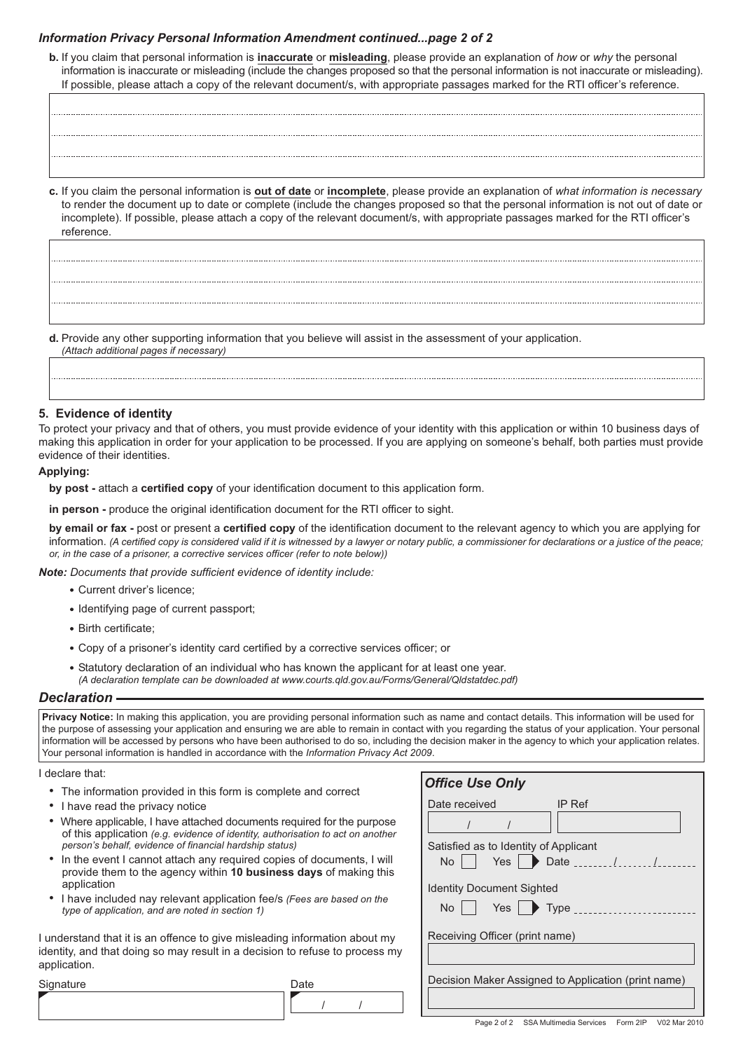### *Information Privacy Personal Information Amendment continued...page 2 of 2*

**b.** If you claim that personal information is **inaccurate** or **misleading**, please provide an explanation of *how* or *why* the personal information is inaccurate or misleading (include the changes proposed so that the personal information is not inaccurate or misleading). If possible, please attach a copy of the relevant document/s, with appropriate passages marked for the RTI officer's reference.

**c.** If you claim the personal information is **out of date** or **incomplete**, please provide an explanation of *what information is necessary* to render the document up to date or complete (include the changes proposed so that the personal information is not out of date or incomplete). If possible, please attach a copy of the relevant document/s, with appropriate passages marked for the RTI officer's reference.

**d.** Provide any other supporting information that you believe will assist in the assessment of your application.
*(Attach additional pages if necessary)*

## 5. Evidence of identity

To protect your privacy and that of others, you must provide evidence of your identity with this application or within 10 business days of making this application in order for your application to be processed. If you are applying on someone's behalf, both parties must provide evidence of their identities.

**Applying:**

**by post -** attach a **certified copy** of your identification document to this application form.

**in person -** produce the original identification document for the RTI officer to sight.

**by email or fax -** post or present a **certified copy** of the identification document to the relevant agency to which you are applying for information. *(A certified copy is considered valid if it is witnessed by a lawyer or notary public, a commissioner for declarations or a justice of the peace; or, in the case of a prisoner, a corrective services officer (refer to note below))*

***Note:** Documents that provide sufficient evidence of identity include:*

- Current driver's licence;
- Identifying page of current passport;
- Birth certificate;
- Copy of a prisoner's identity card certified by a corrective services officer; or
- Statutory declaration of an individual who has known the applicant for at least one year.
  *(A declaration template can be downloaded at www.courts.qld.gov.au/Forms/General/Qldstatdec.pdf)*

## *Declaration*

**Privacy Notice:** In making this application, you are providing personal information such as name and contact details. This information will be used for the purpose of assessing your application and ensuring we are able to remain in contact with you regarding the status of your application. Your personal information will be accessed by persons who have been authorised to do so, including the decision maker in the agency to which your application relates. Your personal information is handled in accordance with the *Information Privacy Act 2009*.

I declare that:

- The information provided in this form is complete and correct
- I have read the privacy notice
- Where applicable, I have attached documents required for the purpose of this application *(e.g. evidence of identity, authorisation to act on another person's behalf, evidence of financial hardship status)*
- In the event I cannot attach any required copies of documents, I will provide them to the agency within **10 business days** of making this application
- I have included nay relevant application fee/s *(Fees are based on the type of application, and are noted in section 1)*

I understand that it is an offence to give misleading information about my identity, and that doing so may result in a decision to refuse to process my application.

Signature

Date / /

### *Office Use Only*

Date received / / IP Ref

Satisfied as to Identity of Applicant
No ☐ Yes ☐ Date ____/____/____

Identity Document Sighted
No ☐ Yes ☐ Type ____________

Receiving Officer (print name)

Decision Maker Assigned to Application (print name)

SSA Multimedia Services Form 2IP V02 Mar 2010